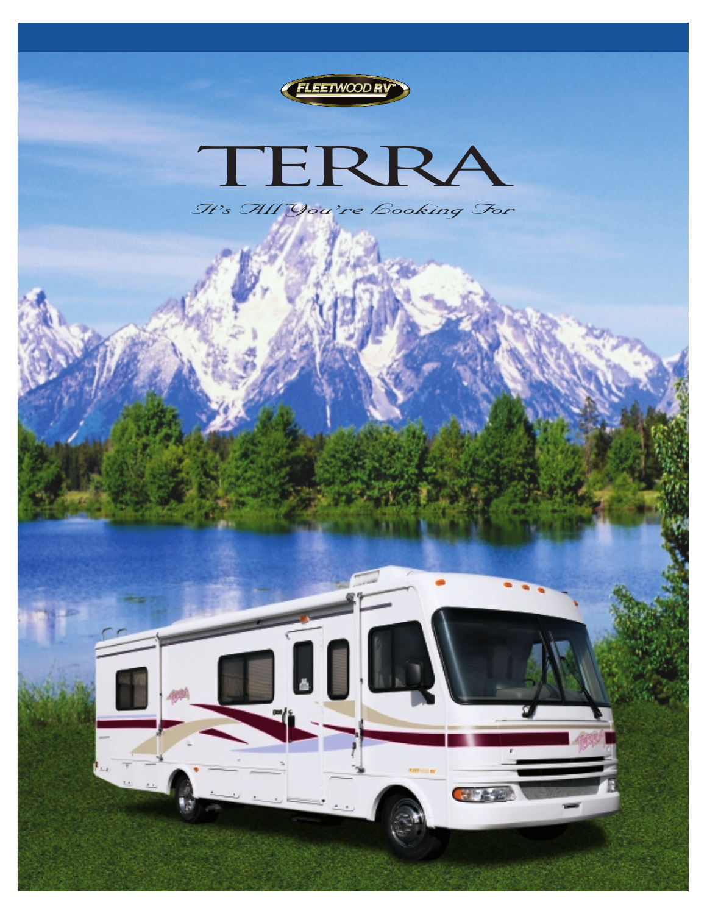FLEETWOOD RV

# TERRA

*It's All You're Looking For*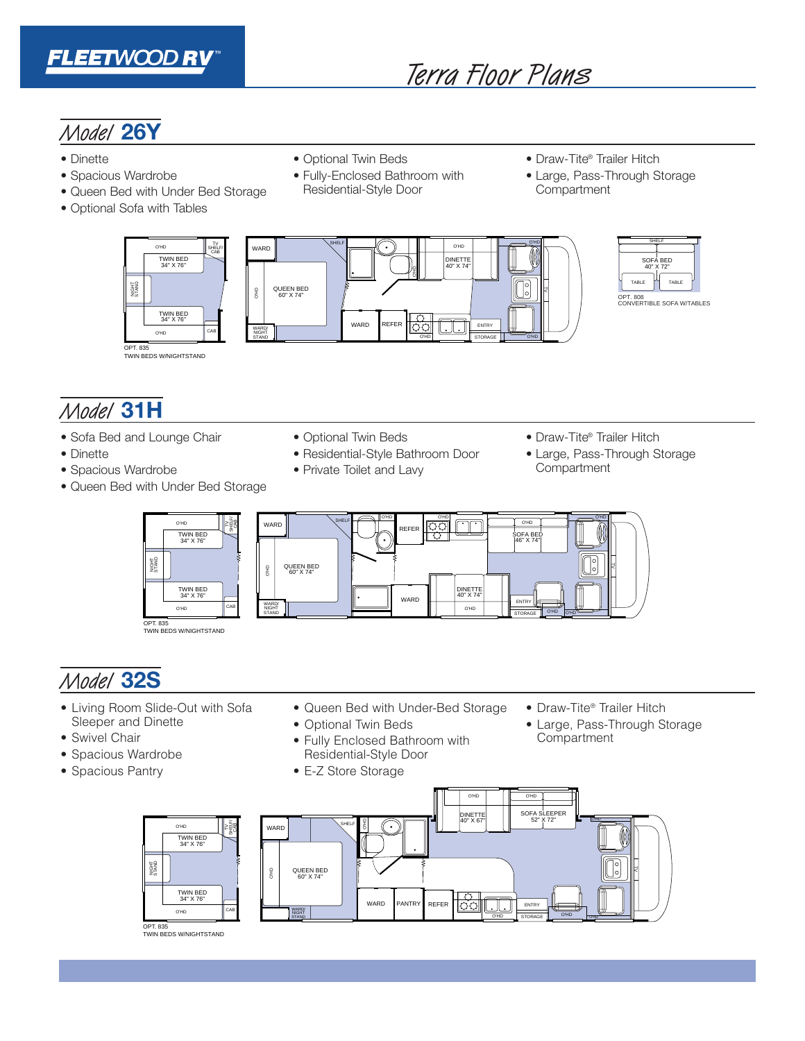# FLEETWOOD RV™

# Terra Floor Plans

## Model 26Y

- Dinette
- Spacious Wardrobe
- Queen Bed with Under Bed Storage
- Optional Sofa with Tables
- Optional Twin Beds
- Fully-Enclosed Bathroom with Residential-Style Door
- Draw-Tite® Trailer Hitch
- Large, Pass-Through Storage Compartment

OPT. 835
TWIN BEDS W/NIGHTSTAND

OPT. 808
CONVERTIBLE SOFA W/TABLES

## Model 31H

- Sofa Bed and Lounge Chair
- Dinette
- Spacious Wardrobe
- Queen Bed with Under Bed Storage
- Optional Twin Beds
- Residential-Style Bathroom Door
- Private Toilet and Lavy
- Draw-Tite® Trailer Hitch
- Large, Pass-Through Storage Compartment

OPT. 835
TWIN BEDS W/NIGHTSTAND

## Model 32S

- Living Room Slide-Out with Sofa Sleeper and Dinette
- Swivel Chair
- Spacious Wardrobe
- Spacious Pantry
- Queen Bed with Under-Bed Storage
- Optional Twin Beds
- Fully Enclosed Bathroom with Residential-Style Door
- E-Z Store Storage
- Draw-Tite® Trailer Hitch
- Large, Pass-Through Storage Compartment

OPT. 835
TWIN BEDS W/NIGHTSTAND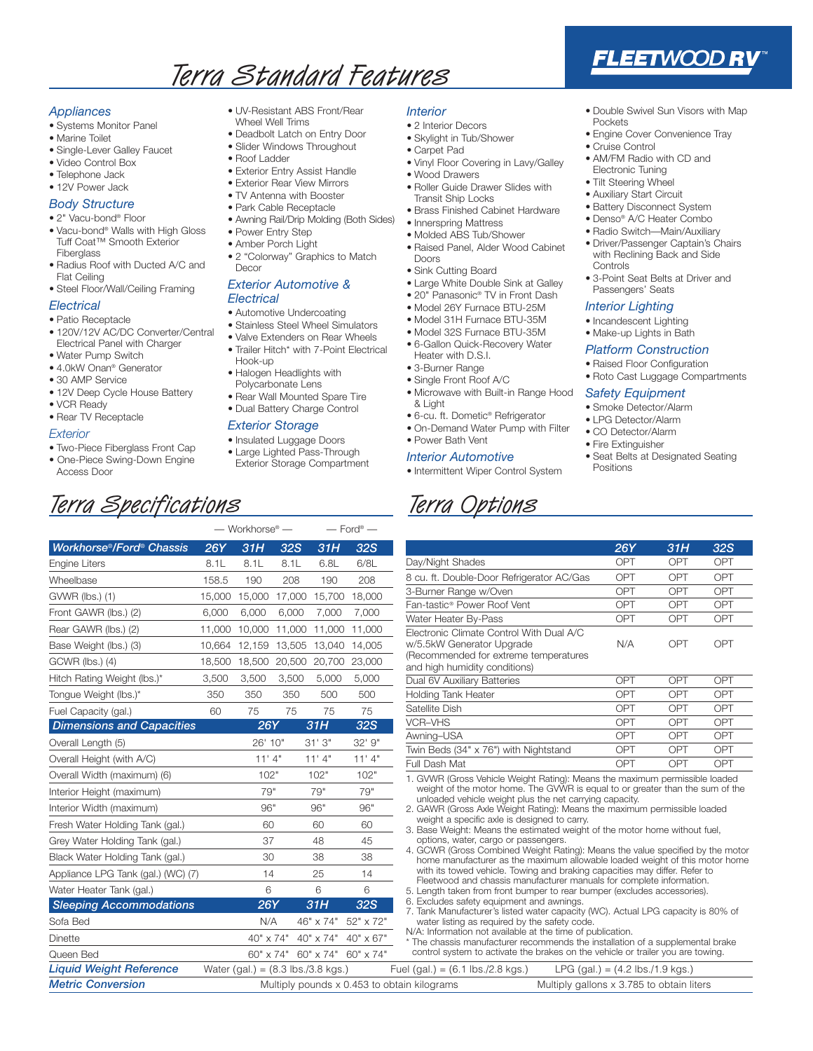FLEETWOOD RV™

# Terra Standard Features

### Appliances
- Systems Monitor Panel
- Marine Toilet
- Single-Lever Galley Faucet
- Video Control Box
- Telephone Jack
- 12V Power Jack

### Body Structure
- 2" Vacu-bond® Floor
- Vacu-bond® Walls with High Gloss Tuff Coat™ Smooth Exterior Fiberglass
- Radius Roof with Ducted A/C and Flat Ceiling
- Steel Floor/Wall/Ceiling Framing

### Electrical
- Patio Receptacle
- 120V/12V AC/DC Converter/Central Electrical Panel with Charger
- Water Pump Switch
- 4.0kW Onan® Generator
- 30 AMP Service
- 12V Deep Cycle House Battery
- VCR Ready
- Rear TV Receptacle

### Exterior
- Two-Piece Fiberglass Front Cap
- One-Piece Swing-Down Engine Access Door
- UV-Resistant ABS Front/Rear Wheel Well Trims
- Deadbolt Latch on Entry Door
- Slider Windows Throughout
- Roof Ladder
- Exterior Entry Assist Handle
- Exterior Rear View Mirrors
- TV Antenna with Booster
- Park Cable Receptacle
- Awning Rail/Drip Molding (Both Sides)
- Power Entry Step
- Amber Porch Light
- 2 "Colorway" Graphics to Match Decor

### Exterior Automotive & Electrical
- Automotive Undercoating
- Stainless Steel Wheel Simulators
- Valve Extenders on Rear Wheels
- Trailer Hitch* with 7-Point Electrical Hook-up
- Halogen Headlights with Polycarbonate Lens
- Rear Wall Mounted Spare Tire
- Dual Battery Charge Control

### Exterior Storage
- Insulated Luggage Doors
- Large Lighted Pass-Through Exterior Storage Compartment

### Interior
- 2 Interior Decors
- Skylight in Tub/Shower
- Carpet Pad
- Vinyl Floor Covering in Lavy/Galley
- Wood Drawers
- Roller Guide Drawer Slides with Transit Ship Locks
- Brass Finished Cabinet Hardware
- Innerspring Mattress
- Molded ABS Tub/Shower
- Raised Panel, Alder Wood Cabinet Doors
- Sink Cutting Board
- Large White Double Sink at Galley
- 20" Panasonic® TV in Front Dash
- Model 26Y Furnace BTU-25M
- Model 31H Furnace BTU-35M
- Model 32S Furnace BTU-35M
- 6-Gallon Quick-Recovery Water Heater with D.S.I.
- 3-Burner Range
- Single Front Roof A/C
- Microwave with Built-in Range Hood & Light
- 6-cu. ft. Dometic® Refrigerator
- On-Demand Water Pump with Filter
- Power Bath Vent

### Interior Automotive
- Intermittent Wiper Control System
- Double Swivel Sun Visors with Map Pockets
- Engine Cover Convenience Tray
- Cruise Control
- AM/FM Radio with CD and Electronic Tuning
- Tilt Steering Wheel
- Auxiliary Start Circuit
- Battery Disconnect System
- Denso® A/C Heater Combo
- Radio Switch—Main/Auxiliary
- Driver/Passenger Captain's Chairs with Reclining Back and Side Controls
- 3-Point Seat Belts at Driver and Passengers' Seats

### Interior Lighting
- Incandescent Lighting
- Make-up Lights in Bath

### Platform Construction
- Raised Floor Configuration
- Roto Cast Luggage Compartments

### Safety Equipment
- Smoke Detector/Alarm
- LPG Detector/Alarm
- CO Detector/Alarm
- Fire Extinguisher
- Seat Belts at Designated Seating Positions

# Terra Specifications

| | — Workhorse® — | | | — Ford® — | |
|---|---|---|---|---|---|
| **Workhorse®/Ford® Chassis** | **26Y** | **31H** | **32S** | **31H** | **32S** |
| Engine Liters | 8.1L | 8.1L | 8.1L | 6.8L | 6/8L |
| Wheelbase | 158.5 | 190 | 208 | 190 | 208 |
| GVWR (lbs.) (1) | 15,000 | 15,000 | 17,000 | 15,700 | 18,000 |
| Front GAWR (lbs.) (2) | 6,000 | 6,000 | 6,000 | 7,000 | 7,000 |
| Rear GAWR (lbs.) (2) | 11,000 | 10,000 | 11,000 | 11,000 | 11,000 |
| Base Weight (lbs.) (3) | 10,664 | 12,159 | 13,505 | 13,040 | 14,005 |
| GCWR (lbs.) (4) | 18,500 | 18,500 | 20,500 | 20,700 | 23,000 |
| Hitch Rating Weight (lbs.)* | 3,500 | 3,500 | 3,500 | 5,000 | 5,000 |
| Tongue Weight (lbs.)* | 350 | 350 | 350 | 500 | 500 |
| Fuel Capacity (gal.) | 60 | 75 | 75 | 75 | 75 |

| **Dimensions and Capacities** | **26Y** | **31H** | **32S** |
|---|---|---|---|
| Overall Length (5) | 26' 10" | 31' 3" | 32' 9" |
| Overall Height (with A/C) | 11' 4" | 11' 4" | 11' 4" |
| Overall Width (maximum) (6) | 102" | 102" | 102" |
| Interior Height (maximum) | 79" | 79" | 79" |
| Interior Width (maximum) | 96" | 96" | 96" |
| Fresh Water Holding Tank (gal.) | 60 | 60 | 60 |
| Grey Water Holding Tank (gal.) | 37 | 48 | 45 |
| Black Water Holding Tank (gal.) | 30 | 38 | 38 |
| Appliance LPG Tank (gal.) (WC) (7) | 14 | 25 | 14 |
| Water Heater Tank (gal.) | 6 | 6 | 6 |
| **Sleeping Accommodations** | **26Y** | **31H** | **32S** |
| Sofa Bed | N/A | 46" x 74" | 52" x 72" |
| Dinette | 40" x 74" | 40" x 74" | 40" x 67" |
| Queen Bed | 60" x 74" | 60" x 74" | 60" x 74" |

**Liquid Weight Reference** Water (gal.) = (8.3 lbs./3.8 kgs.) Fuel (gal.) = (6.1 lbs./2.8 kgs.) LPG (gal.) = (4.2 lbs./1.9 kgs.)

**Metric Conversion** Multiply pounds x 0.453 to obtain kilograms Multiply gallons x 3.785 to obtain liters

# Terra Options

| | **26Y** | **31H** | **32S** |
|---|---|---|---|
| Day/Night Shades | OPT | OPT | OPT |
| 8 cu. ft. Double-Door Refrigerator AC/Gas | OPT | OPT | OPT |
| 3-Burner Range w/Oven | OPT | OPT | OPT |
| Fan-tastic® Power Roof Vent | OPT | OPT | OPT |
| Water Heater By-Pass | OPT | OPT | OPT |
| Electronic Climate Control With Dual A/C w/5.5kW Generator Upgrade (Recommended for extreme temperatures and high humidity conditions) | N/A | OPT | OPT |
| Dual 6V Auxiliary Batteries | OPT | OPT | OPT |
| Holding Tank Heater | OPT | OPT | OPT |
| Satellite Dish | OPT | OPT | OPT |
| VCR–VHS | OPT | OPT | OPT |
| Awning–USA | OPT | OPT | OPT |
| Twin Beds (34" x 76") with Nightstand | OPT | OPT | OPT |
| Full Dash Mat | OPT | OPT | OPT |

1. GVWR (Gross Vehicle Weight Rating): Means the maximum permissible loaded weight of the motor home. The GVWR is equal to or greater than the sum of the unloaded vehicle weight plus the net carrying capacity.
2. GAWR (Gross Axle Weight Rating): Means the maximum permissible loaded weight a specific axle is designed to carry.
3. Base Weight: Means the estimated weight of the motor home without fuel, options, water, cargo or passengers.
4. GCWR (Gross Combined Weight Rating): Means the value specified by the motor home manufacturer as the maximum allowable loaded weight of this motor home with its towed vehicle. Towing and braking capacities may differ. Refer to Fleetwood and chassis manufacturer manuals for complete information.
5. Length taken from front bumper to rear bumper (excludes accessories).
6. Excludes safety equipment and awnings.
7. Tank Manufacturer's listed water capacity (WC). Actual LPG capacity is 80% of water listing as required by the safety code.

N/A: Information not available at the time of publication.

\* The chassis manufacturer recommends the installation of a supplemental brake control system to activate the brakes on the vehicle or trailer you are towing.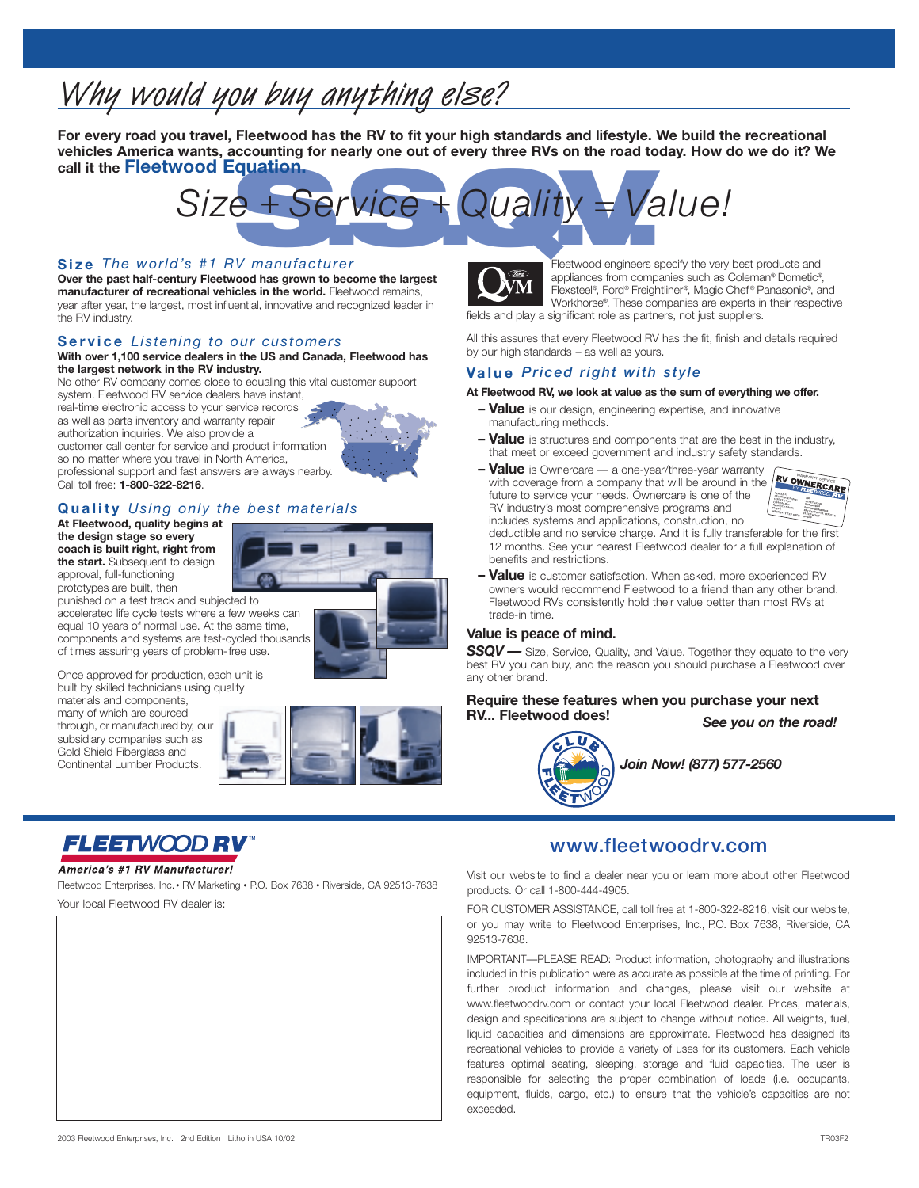# Why would you buy anything else?

**For every road you travel, Fleetwood has the RV to fit your high standards and lifestyle. We build the recreational vehicles America wants, accounting for nearly one out of every three RVs on the road today. How do we do it? We call it the Fleetwood Equation.**

## *Size + Service + Quality = Value!*

### **Size** *The world's #1 RV manufacturer*

**Over the past half-century Fleetwood has grown to become the largest manufacturer of recreational vehicles in the world.** Fleetwood remains, year after year, the largest, most influential, innovative and recognized leader in the RV industry.

### **Service** *Listening to our customers*

**With over 1,100 service dealers in the US and Canada, Fleetwood has the largest network in the RV industry.**

No other RV company comes close to equaling this vital customer support system. Fleetwood RV service dealers have instant, real-time electronic access to your service records as well as parts inventory and warranty repair authorization inquiries. We also provide a customer call center for service and product information so no matter where you travel in North America, professional support and fast answers are always nearby. Call toll free: **1-800-322-8216**.

### **Quality** *Using only the best materials*

**At Fleetwood, quality begins at the design stage so every coach is built right, right from the start.** Subsequent to design approval, full-functioning prototypes are built, then punished on a test track and subjected to accelerated life cycle tests where a few weeks can equal 10 years of normal use. At the same time, components and systems are test-cycled thousands of times assuring years of problem-free use.

Once approved for production, each unit is built by skilled technicians using quality materials and components, many of which are sourced through, or manufactured by, our subsidiary companies such as Gold Shield Fiberglass and Continental Lumber Products.

Fleetwood engineers specify the very best products and appliances from companies such as Coleman® Dometic®, Flexsteel®, Ford® Freightliner®, Magic Chef® Panasonic®, and Workhorse®. These companies are experts in their respective fields and play a significant role as partners, not just suppliers.

All this assures that every Fleetwood RV has the fit, finish and details required by our high standards – as well as yours.

### **Value** *Priced right with style*

**At Fleetwood RV, we look at value as the sum of everything we offer.**

- **Value** is our design, engineering expertise, and innovative manufacturing methods.
- **Value** is structures and components that are the best in the industry, that meet or exceed government and industry safety standards.
- **Value** is Ownercare — a one-year/three-year warranty with coverage from a company that will be around in the future to service your needs. Ownercare is one of the RV industry's most comprehensive programs and includes systems and applications, construction, no deductible and no service charge. And it is fully transferable for the first 12 months. See your nearest Fleetwood dealer for a full explanation of benefits and restrictions.
- **Value** is customer satisfaction. When asked, more experienced RV owners would recommend Fleetwood to a friend than any other brand. Fleetwood RVs consistently hold their value better than most RVs at trade-in time.

**Value is peace of mind.**

***SSQV —*** Size, Service, Quality, and Value. Together they equate to the very best RV you can buy, and the reason you should purchase a Fleetwood over any other brand.

**Require these features when you purchase your next RV... Fleetwood does!**

***See you on the road!***

***Join Now! (877) 577-2560***

**FLEETWOOD RV™**

***America's #1 RV Manufacturer!***

Fleetwood Enterprises, Inc. • RV Marketing • P.O. Box 7638 • Riverside, CA 92513-7638

Your local Fleetwood RV dealer is:

## www.fleetwoodrv.com

Visit our website to find a dealer near you or learn more about other Fleetwood products. Or call 1-800-444-4905.

FOR CUSTOMER ASSISTANCE, call toll free at 1-800-322-8216, visit our website, or you may write to Fleetwood Enterprises, Inc., P.O. Box 7638, Riverside, CA 92513-7638.

IMPORTANT—PLEASE READ: Product information, photography and illustrations included in this publication were as accurate as possible at the time of printing. For further product information and changes, please visit our website at www.fleetwoodrv.com or contact your local Fleetwood dealer. Prices, materials, design and specifications are subject to change without notice. All weights, fuel, liquid capacities and dimensions are approximate. Fleetwood has designed its recreational vehicles to provide a variety of uses for its customers. Each vehicle features optimal seating, sleeping, storage and fluid capacities. The user is responsible for selecting the proper combination of loads (i.e. occupants, equipment, fluids, cargo, etc.) to ensure that the vehicle's capacities are not exceeded.

2003 Fleetwood Enterprises, Inc. 2nd Edition Litho in USA 10/02 TR03F2